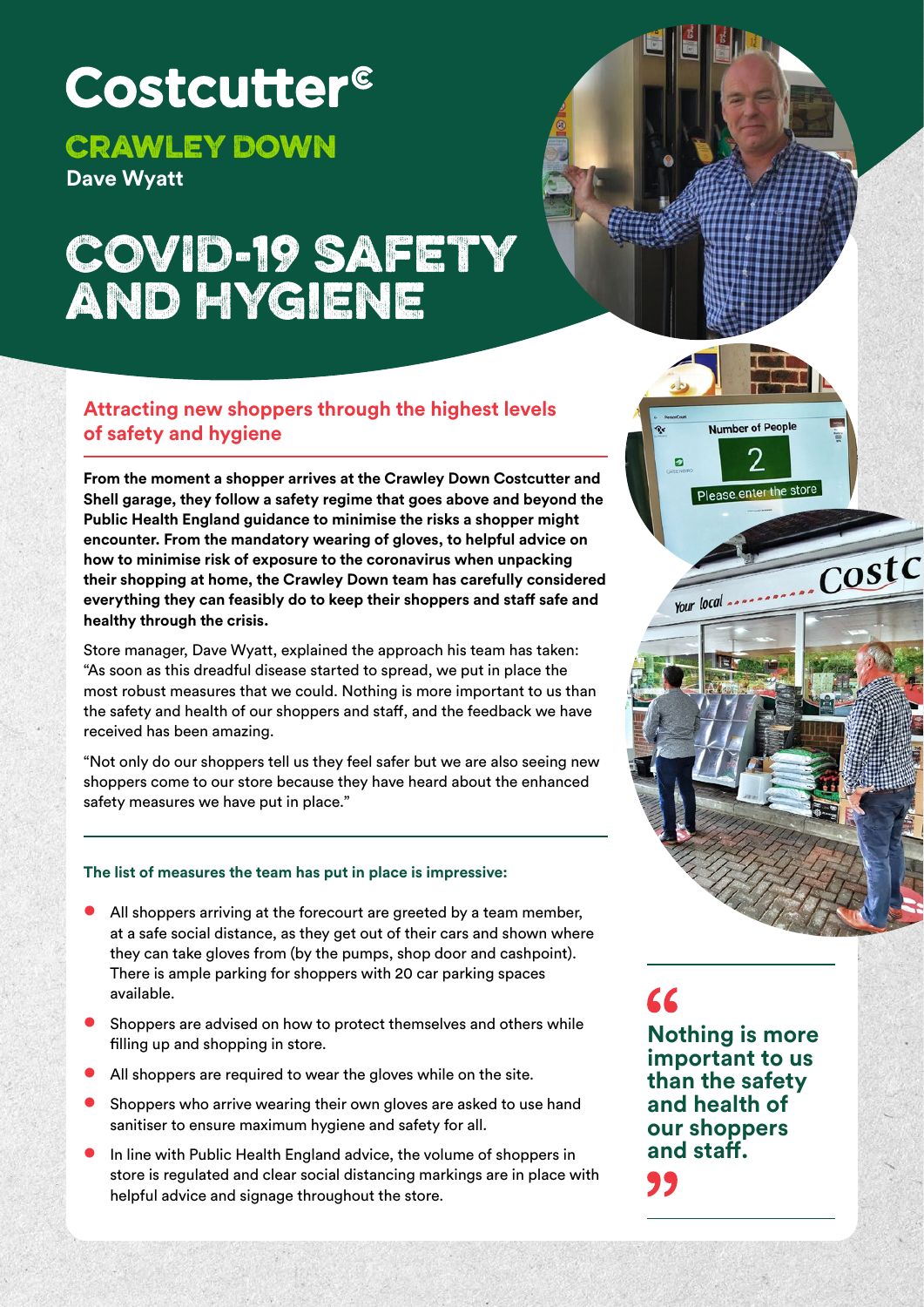# Costcutter

## CRAWLEY DOWN

**Dave Wyatt**

# COVID-19 SAFETY AND HYGIENE

### Attracting new shoppers through the highest levels of safety and hygiene

**From the moment a shopper arrives at the Crawley Down Costcutter and Shell garage, they follow a safety regime that goes above and beyond the Public Health England guidance to minimise the risks a shopper might encounter. From the mandatory wearing of gloves, to helpful advice on how to minimise risk of exposure to the coronavirus when unpacking their shopping at home, the Crawley Down team has carefully considered everything they can feasibly do to keep their shoppers and staff safe and healthy through the crisis.**

Store manager, Dave Wyatt, explained the approach his team has taken: "As soon as this dreadful disease started to spread, we put in place the most robust measures that we could. Nothing is more important to us than the safety and health of our shoppers and staff, and the feedback we have received has been amazing.

"Not only do our shoppers tell us they feel safer but we are also seeing new shoppers come to our store because they have heard about the enhanced safety measures we have put in place."

**The list of measures the team has put in place is impressive:**

- All shoppers arriving at the forecourt are greeted by a team member, at a safe social distance, as they get out of their cars and shown where they can take gloves from (by the pumps, shop door and cashpoint). There is ample parking for shoppers with 20 car parking spaces available.
- Shoppers are advised on how to protect themselves and others while filling up and shopping in store.
- All shoppers are required to wear the gloves while on the site.
- Shoppers who arrive wearing their own gloves are asked to use hand sanitiser to ensure maximum hygiene and safety for all.
- In line with Public Health England advice, the volume of shoppers in store is regulated and clear social distancing markings are in place with helpful advice and signage throughout the store.

> "Nothing is more important to us than the safety and health of our shoppers and staff."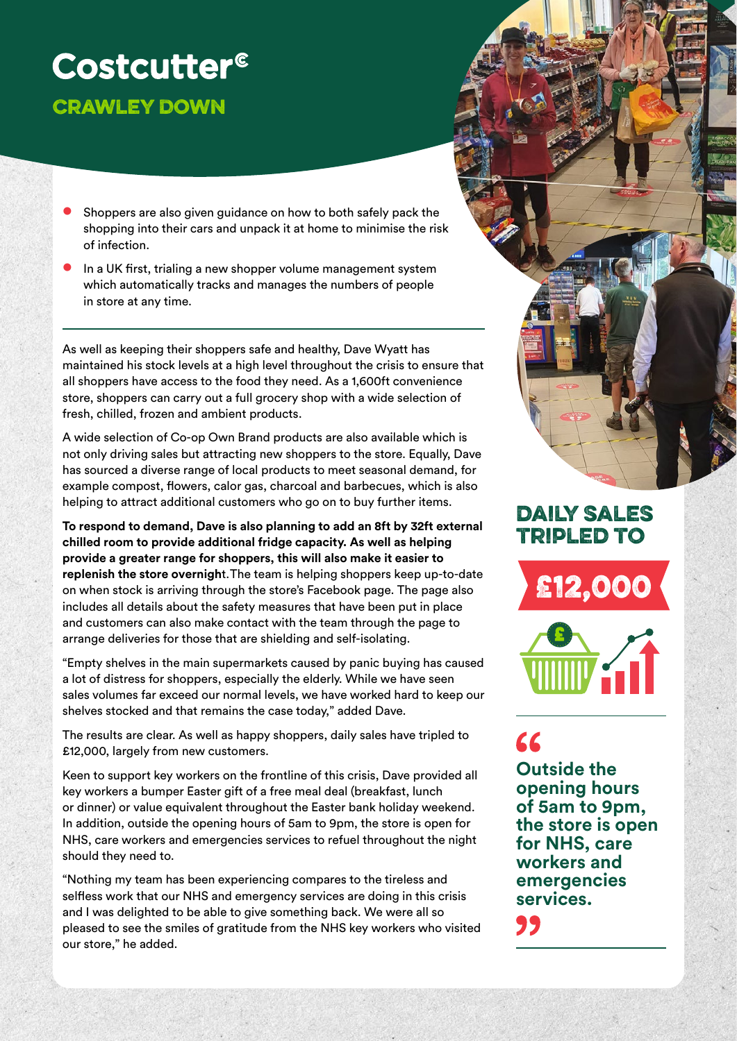# Costcutter

## CRAWLEY DOWN

- Shoppers are also given guidance on how to both safely pack the shopping into their cars and unpack it at home to minimise the risk of infection.
- In a UK first, trialing a new shopper volume management system which automatically tracks and manages the numbers of people in store at any time.

As well as keeping their shoppers safe and healthy, Dave Wyatt has maintained his stock levels at a high level throughout the crisis to ensure that all shoppers have access to the food they need. As a 1,600ft convenience store, shoppers can carry out a full grocery shop with a wide selection of fresh, chilled, frozen and ambient products.

A wide selection of Co-op Own Brand products are also available which is not only driving sales but attracting new shoppers to the store. Equally, Dave has sourced a diverse range of local products to meet seasonal demand, for example compost, flowers, calor gas, charcoal and barbecues, which is also helping to attract additional customers who go on to buy further items.

**To respond to demand, Dave is also planning to add an 8ft by 32ft external chilled room to provide additional fridge capacity. As well as helping provide a greater range for shoppers, this will also make it easier to replenish the store overnigh**t.The team is helping shoppers keep up-to-date on when stock is arriving through the store's Facebook page. The page also includes all details about the safety measures that have been put in place and customers can also make contact with the team through the page to arrange deliveries for those that are shielding and self-isolating.

"Empty shelves in the main supermarkets caused by panic buying has caused a lot of distress for shoppers, especially the elderly. While we have seen sales volumes far exceed our normal levels, we have worked hard to keep our shelves stocked and that remains the case today," added Dave.

The results are clear. As well as happy shoppers, daily sales have tripled to £12,000, largely from new customers.

Keen to support key workers on the frontline of this crisis, Dave provided all key workers a bumper Easter gift of a free meal deal (breakfast, lunch or dinner) or value equivalent throughout the Easter bank holiday weekend. In addition, outside the opening hours of 5am to 9pm, the store is open for NHS, care workers and emergencies services to refuel throughout the night should they need to.

"Nothing my team has been experiencing compares to the tireless and selfless work that our NHS and emergency services are doing in this crisis and I was delighted to be able to give something back. We were all so pleased to see the smiles of gratitude from the NHS key workers who visited our store," he added.

**DAILY SALES TRIPLED TO**

**£12,000**

> **"Outside the opening hours of 5am to 9pm, the store is open for NHS, care workers and emergencies services."**